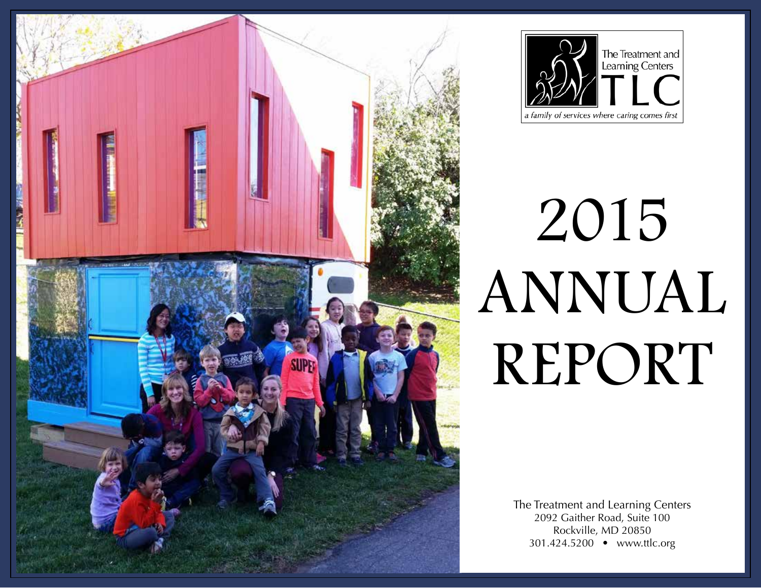The Treatment and Learning Centers
TLC
*a family of services where caring comes first*

# 2015 ANNUAL REPORT

The Treatment and Learning Centers
2092 Gaither Road, Suite 100
Rockville, MD 20850
301.424.5200 • www.ttlc.org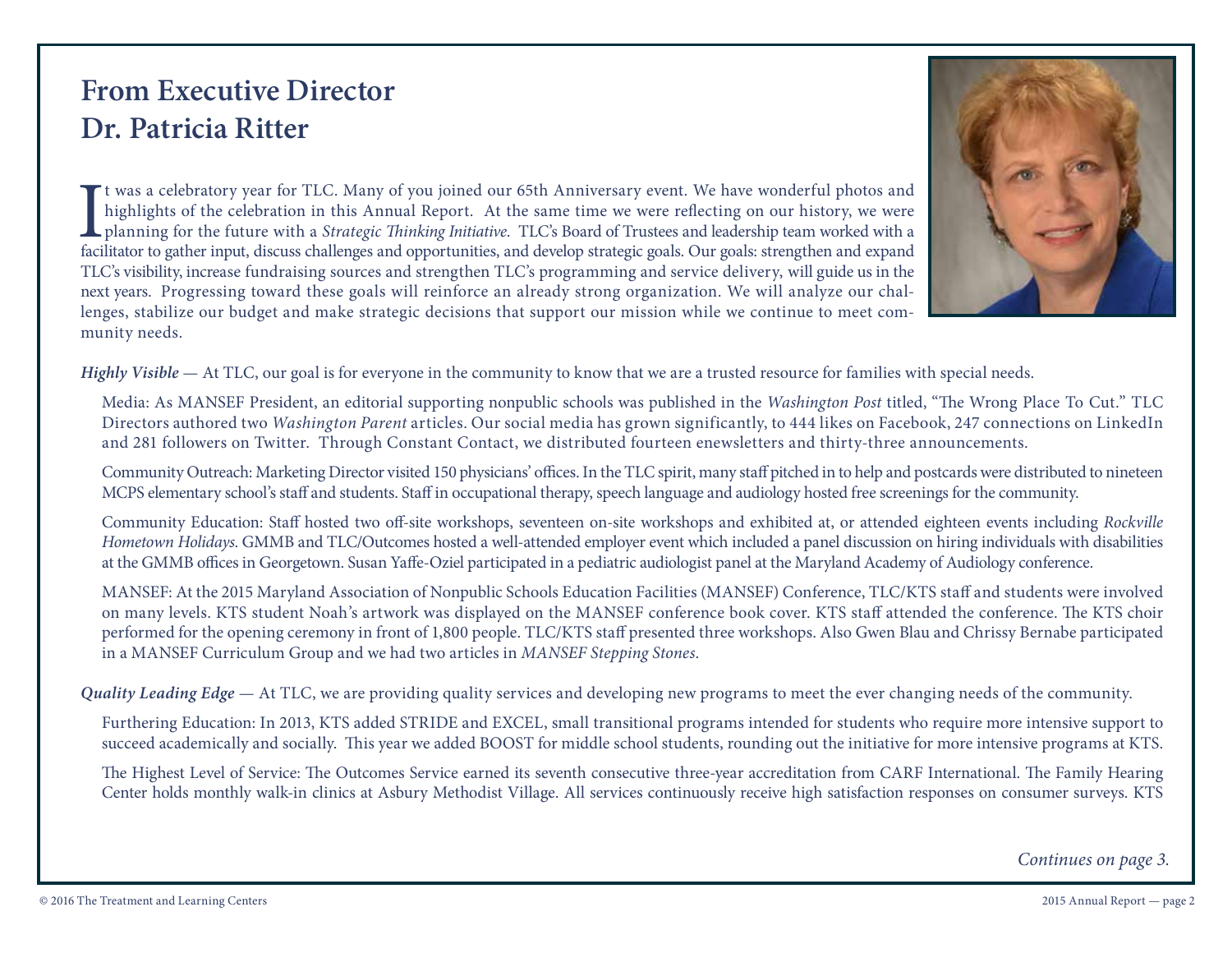## From Executive Director Dr. Patricia Ritter

It was a celebratory year for TLC. Many of you joined our 65th Anniversary event. We have wonderful photos and highlights of the celebration in this Annual Report. At the same time we were reflecting on our history, we were planning for the future with a *Strategic Thinking Initiative*. TLC's Board of Trustees and leadership team worked with a facilitator to gather input, discuss challenges and opportunities, and develop strategic goals. Our goals: strengthen and expand TLC's visibility, increase fundraising sources and strengthen TLC's programming and service delivery, will guide us in the next years. Progressing toward these goals will reinforce an already strong organization. We will analyze our challenges, stabilize our budget and make strategic decisions that support our mission while we continue to meet community needs.

***Highly Visible*** — At TLC, our goal is for everyone in the community to know that we are a trusted resource for families with special needs.

Media: As MANSEF President, an editorial supporting nonpublic schools was published in the *Washington Post* titled, "The Wrong Place To Cut." TLC Directors authored two *Washington Parent* articles. Our social media has grown significantly, to 444 likes on Facebook, 247 connections on LinkedIn and 281 followers on Twitter. Through Constant Contact, we distributed fourteen enewsletters and thirty-three announcements.

Community Outreach: Marketing Director visited 150 physicians' offices. In the TLC spirit, many staff pitched in to help and postcards were distributed to nineteen MCPS elementary school's staff and students. Staff in occupational therapy, speech language and audiology hosted free screenings for the community.

Community Education: Staff hosted two off-site workshops, seventeen on-site workshops and exhibited at, or attended eighteen events including *Rockville Hometown Holidays*. GMMB and TLC/Outcomes hosted a well-attended employer event which included a panel discussion on hiring individuals with disabilities at the GMMB offices in Georgetown. Susan Yaffe-Oziel participated in a pediatric audiologist panel at the Maryland Academy of Audiology conference.

MANSEF: At the 2015 Maryland Association of Nonpublic Schools Education Facilities (MANSEF) Conference, TLC/KTS staff and students were involved on many levels. KTS student Noah's artwork was displayed on the MANSEF conference book cover. KTS staff attended the conference. The KTS choir performed for the opening ceremony in front of 1,800 people. TLC/KTS staff presented three workshops. Also Gwen Blau and Chrissy Bernabe participated in a MANSEF Curriculum Group and we had two articles in *MANSEF Stepping Stones*.

***Quality Leading Edge*** — At TLC, we are providing quality services and developing new programs to meet the ever changing needs of the community.

Furthering Education: In 2013, KTS added STRIDE and EXCEL, small transitional programs intended for students who require more intensive support to succeed academically and socially. This year we added BOOST for middle school students, rounding out the initiative for more intensive programs at KTS.

The Highest Level of Service: The Outcomes Service earned its seventh consecutive three-year accreditation from CARF International. The Family Hearing Center holds monthly walk-in clinics at Asbury Methodist Village. All services continuously receive high satisfaction responses on consumer surveys. KTS

*Continues on page 3.*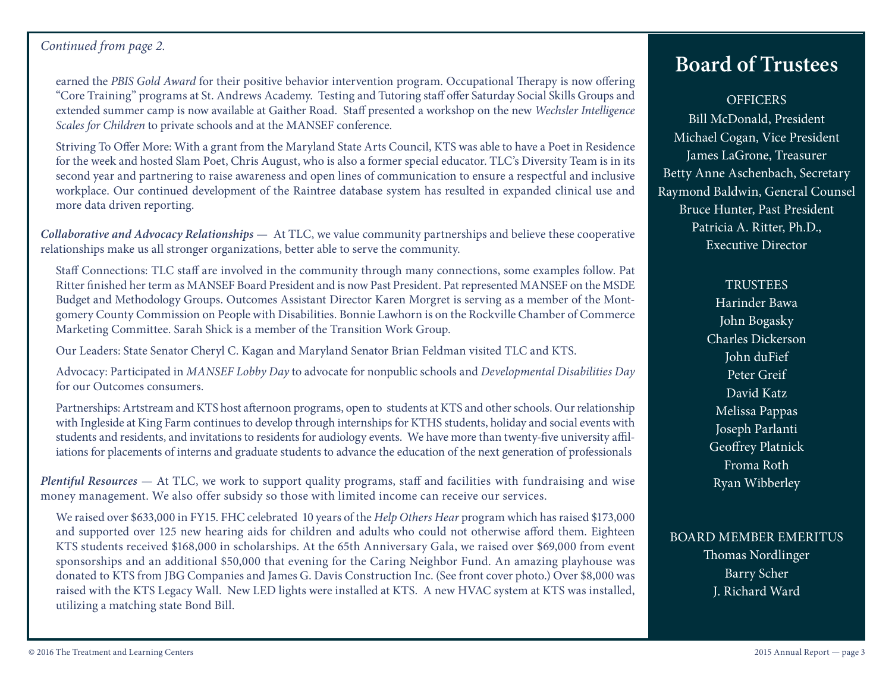*Continued from page 2.*

earned the *PBIS Gold Award* for their positive behavior intervention program. Occupational Therapy is now offering "Core Training" programs at St. Andrews Academy. Testing and Tutoring staff offer Saturday Social Skills Groups and extended summer camp is now available at Gaither Road. Staff presented a workshop on the new *Wechsler Intelligence Scales for Children* to private schools and at the MANSEF conference.

Striving To Offer More: With a grant from the Maryland State Arts Council, KTS was able to have a Poet in Residence for the week and hosted Slam Poet, Chris August, who is also a former special educator. TLC's Diversity Team is in its second year and partnering to raise awareness and open lines of communication to ensure a respectful and inclusive workplace. Our continued development of the Raintree database system has resulted in expanded clinical use and more data driven reporting.

***Collaborative and Advocacy Relationships*** — At TLC, we value community partnerships and believe these cooperative relationships make us all stronger organizations, better able to serve the community.

Staff Connections: TLC staff are involved in the community through many connections, some examples follow. Pat Ritter finished her term as MANSEF Board President and is now Past President. Pat represented MANSEF on the MSDE Budget and Methodology Groups. Outcomes Assistant Director Karen Morgret is serving as a member of the Montgomery County Commission on People with Disabilities. Bonnie Lawhorn is on the Rockville Chamber of Commerce Marketing Committee. Sarah Shick is a member of the Transition Work Group.

Our Leaders: State Senator Cheryl C. Kagan and Maryland Senator Brian Feldman visited TLC and KTS.

Advocacy: Participated in *MANSEF Lobby Day* to advocate for nonpublic schools and *Developmental Disabilities Day* for our Outcomes consumers.

Partnerships: Artstream and KTS host afternoon programs, open to students at KTS and other schools. Our relationship with Ingleside at King Farm continues to develop through internships for KTHS students, holiday and social events with students and residents, and invitations to residents for audiology events. We have more than twenty-five university affiliations for placements of interns and graduate students to advance the education of the next generation of professionals

***Plentiful Resources*** — At TLC, we work to support quality programs, staff and facilities with fundraising and wise money management. We also offer subsidy so those with limited income can receive our services.

We raised over $633,000 in FY15. FHC celebrated 10 years of the *Help Others Hear* program which has raised $173,000 and supported over 125 new hearing aids for children and adults who could not otherwise afford them. Eighteen KTS students received $168,000 in scholarships. At the 65th Anniversary Gala, we raised over $69,000 from event sponsorships and an additional $50,000 that evening for the Caring Neighbor Fund. An amazing playhouse was donated to KTS from JBG Companies and James G. Davis Construction Inc. (See front cover photo.) Over $8,000 was raised with the KTS Legacy Wall. New LED lights were installed at KTS. A new HVAC system at KTS was installed, utilizing a matching state Bond Bill.

## Board of Trustees

OFFICERS

Bill McDonald, President
Michael Cogan, Vice President
James LaGrone, Treasurer
Betty Anne Aschenbach, Secretary
Raymond Baldwin, General Counsel
Bruce Hunter, Past President
Patricia A. Ritter, Ph.D., Executive Director

TRUSTEES

Harinder Bawa
John Bogasky
Charles Dickerson
John duFief
Peter Greif
David Katz
Melissa Pappas
Joseph Parlanti
Geoffrey Platnick
Froma Roth
Ryan Wibberley

BOARD MEMBER EMERITUS

Thomas Nordlinger
Barry Scher
J. Richard Ward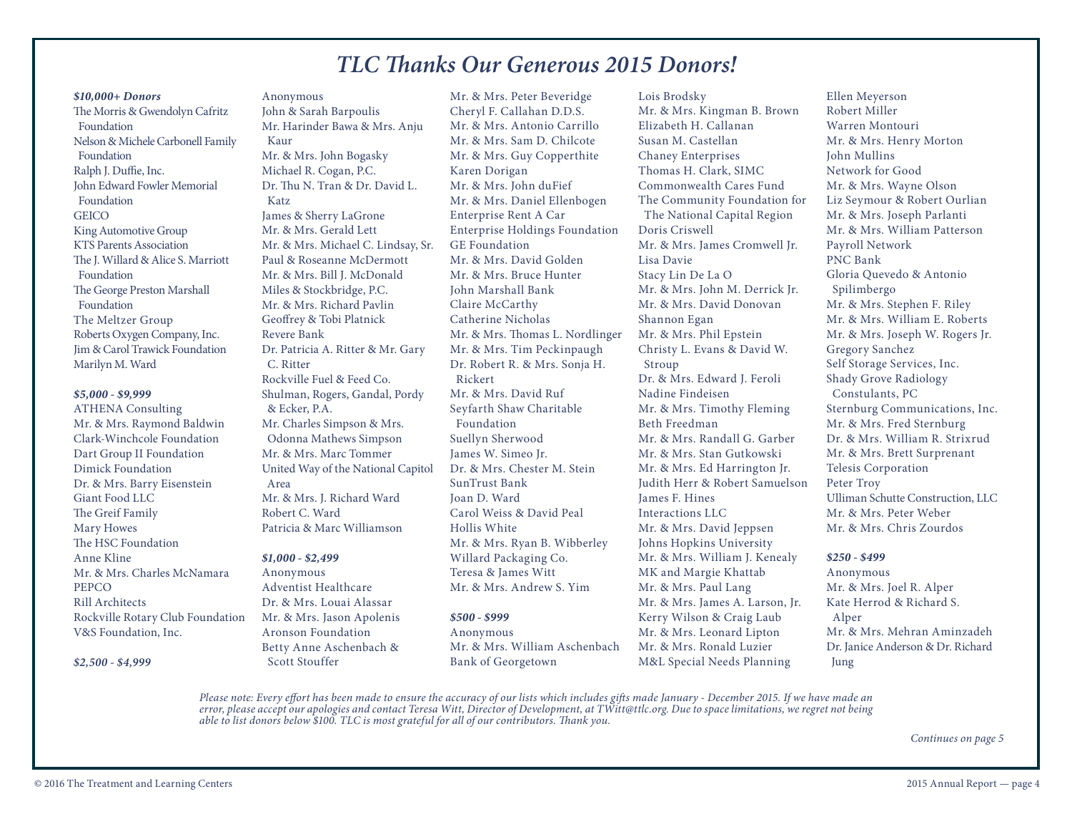# *TLC Thanks Our Generous 2015 Donors!*

***$10,000+ Donors***

The Morris & Gwendolyn Cafritz Foundation
Nelson & Michele Carbonell Family Foundation
Ralph J. Duffie, Inc.
John Edward Fowler Memorial Foundation
GEICO
King Automotive Group
KTS Parents Association
The J. Willard & Alice S. Marriott Foundation
The George Preston Marshall Foundation
The Meltzer Group
Roberts Oxygen Company, Inc.
Jim & Carol Trawick Foundation
Marilyn M. Ward

***$5,000 - $9,999***

ATHENA Consulting
Mr. & Mrs. Raymond Baldwin
Clark-Winchcole Foundation
Dart Group II Foundation
Dimick Foundation
Dr. & Mrs. Barry Eisenstein
Giant Food LLC
The Greif Family
Mary Howes
The HSC Foundation
Anne Kline
Mr. & Mrs. Charles McNamara
PEPCO
Rill Architects
Rockville Rotary Club Foundation
V&S Foundation, Inc.

***$2,500 - $4,999***

Anonymous
John & Sarah Barpoulis
Mr. Harinder Bawa & Mrs. Anju Kaur
Mr. & Mrs. John Bogasky
Michael R. Cogan, P.C.
Dr. Thu N. Tran & Dr. David L. Katz
James & Sherry LaGrone
Mr. & Mrs. Gerald Lett
Mr. & Mrs. Michael C. Lindsay, Sr.
Paul & Roseanne McDermott
Mr. & Mrs. Bill J. McDonald
Miles & Stockbridge, P.C.
Mr. & Mrs. Richard Pavlin
Geoffrey & Tobi Platnick
Revere Bank
Dr. Patricia A. Ritter & Mr. Gary C. Ritter
Rockville Fuel & Feed Co.
Shulman, Rogers, Gandal, Pordy & Ecker, P.A.
Mr. Charles Simpson & Mrs. Odonna Mathews Simpson
Mr. & Mrs. Marc Tommer
United Way of the National Capitol Area
Mr. & Mrs. J. Richard Ward
Robert C. Ward
Patricia & Marc Williamson

***$1,000 - $2,499***

Anonymous
Adventist Healthcare
Dr. & Mrs. Louai Alassar
Mr. & Mrs. Jason Apolenis
Aronson Foundation
Betty Anne Aschenbach & Scott Stouffer
Mr. & Mrs. Peter Beveridge
Cheryl F. Callahan D.D.S.
Mr. & Mrs. Antonio Carrillo
Mr. & Mrs. Sam D. Chilcote
Mr. & Mrs. Guy Copperthite
Karen Dorigan
Mr. & Mrs. John duFief
Mr. & Mrs. Daniel Ellenbogen
Enterprise Rent A Car
Enterprise Holdings Foundation
GE Foundation
Mr. & Mrs. David Golden
Mr. & Mrs. Bruce Hunter
John Marshall Bank
Claire McCarthy
Catherine Nicholas
Mr. & Mrs. Thomas L. Nordlinger
Mr. & Mrs. Tim Peckinpaugh
Dr. Robert R. & Mrs. Sonja H. Rickert
Mr. & Mrs. David Ruf
Seyfarth Shaw Charitable Foundation
Suellyn Sherwood
James W. Simeo Jr.
Dr. & Mrs. Chester M. Stein
SunTrust Bank
Joan D. Ward
Carol Weiss & David Peal
Hollis White
Mr. & Mrs. Ryan B. Wibberley
Willard Packaging Co.
Teresa & James Witt
Mr. & Mrs. Andrew S. Yim

***$500 - $999***

Anonymous
Mr. & Mrs. William Aschenbach
Bank of Georgetown
Lois Brodsky
Mr. & Mrs. Kingman B. Brown
Elizabeth H. Callanan
Susan M. Castellan
Chaney Enterprises
Thomas H. Clark, SIMC
Commonwealth Cares Fund
The Community Foundation for The National Capital Region
Doris Criswell
Mr. & Mrs. James Cromwell Jr.
Lisa Davie
Stacy Lin De La O
Mr. & Mrs. John M. Derrick Jr.
Mr. & Mrs. David Donovan
Shannon Egan
Mr. & Mrs. Phil Epstein
Christy L. Evans & David W. Stroup
Dr. & Mrs. Edward J. Feroli
Nadine Findeisen
Mr. & Mrs. Timothy Fleming
Beth Freedman
Mr. & Mrs. Randall G. Garber
Mr. & Mrs. Stan Gutkowski
Mr. & Mrs. Ed Harrington Jr.
Judith Herr & Robert Samuelson
James F. Hines
Interactions LLC
Mr. & Mrs. David Jeppsen
Johns Hopkins University
Mr. & Mrs. William J. Kenealy
MK and Margie Khattab
Mr. & Mrs. Paul Lang
Mr. & Mrs. James A. Larson, Jr.
Kerry Wilson & Craig Laub
Mr. & Mrs. Leonard Lipton
Mr. & Mrs. Ronald Luzier
M&L Special Needs Planning
Ellen Meyerson
Robert Miller
Warren Montouri
Mr. & Mrs. Henry Morton
John Mullins
Network for Good
Mr. & Mrs. Wayne Olson
Liz Seymour & Robert Ourlian
Mr. & Mrs. Joseph Parlanti
Mr. & Mrs. William Patterson
Payroll Network
PNC Bank
Gloria Quevedo & Antonio Spilimbergo
Mr. & Mrs. Stephen F. Riley
Mr. & Mrs. William E. Roberts
Mr. & Mrs. Joseph W. Rogers Jr.
Gregory Sanchez
Self Storage Services, Inc.
Shady Grove Radiology Constulants, PC
Sternburg Communications, Inc.
Mr. & Mrs. Fred Sternburg
Dr. & Mrs. William R. Strixrud
Mr. & Mrs. Brett Surprenant
Telesis Corporation
Peter Troy
Ulliman Schutte Construction, LLC
Mr. & Mrs. Peter Weber
Mr. & Mrs. Chris Zourdos

***$250 - $499***

Anonymous
Mr. & Mrs. Joel R. Alper
Kate Herrod & Richard S. Alper
Mr. & Mrs. Mehran Aminzadeh
Dr. Janice Anderson & Dr. Richard Jung

*Please note: Every effort has been made to ensure the accuracy of our lists which includes gifts made January - December 2015. If we have made an error, please accept our apologies and contact Teresa Witt, Director of Development, at TWitt@ttlc.org. Due to space limitations, we regret not being able to list donors below $100. TLC is most grateful for all of our contributors. Thank you.*

*Continues on page 5*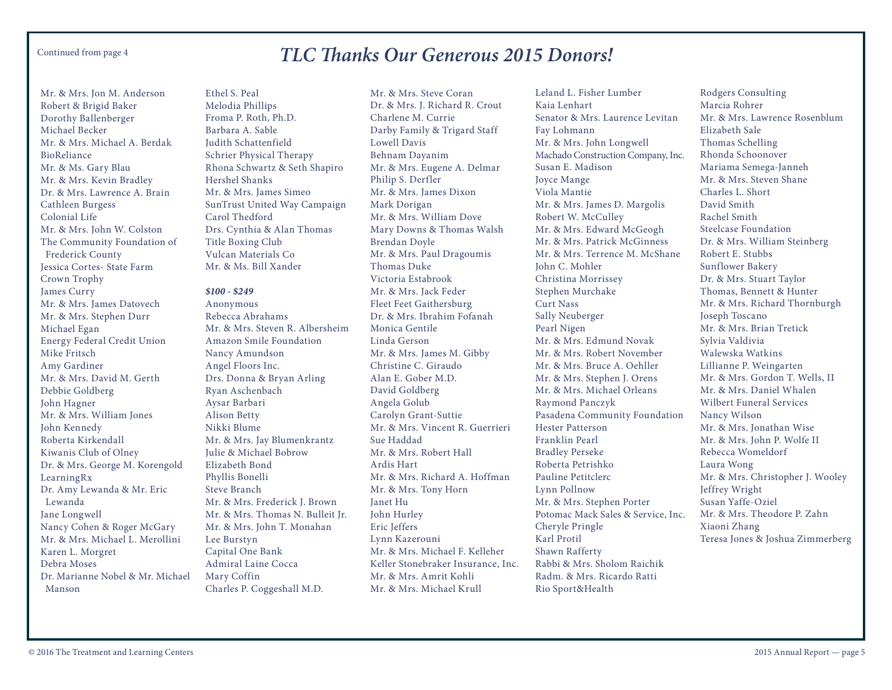Continued from page 4

# TLC Thanks Our Generous 2015 Donors!

Mr. & Mrs. Jon M. Anderson
Robert & Brigid Baker
Dorothy Ballenberger
Michael Becker
Mr. & Mrs. Michael A. Berdak
BioReliance
Mr. & Ms. Gary Blau
Mr. & Mrs. Kevin Bradley
Dr. & Mrs. Lawrence A. Brain
Cathleen Burgess
Colonial Life
Mr. & Mrs. John W. Colston
The Community Foundation of Frederick County
Jessica Cortes- State Farm
Crown Trophy
James Curry
Mr. & Mrs. James Datovech
Mr. & Mrs. Stephen Durr
Michael Egan
Energy Federal Credit Union
Mike Fritsch
Amy Gardiner
Mr. & Mrs. David M. Gerth
Debbie Goldberg
John Hagner
Mr. & Mrs. William Jones
John Kennedy
Roberta Kirkendall
Kiwanis Club of Olney
Dr. & Mrs. George M. Korengold
LearningRx
Dr. Amy Lewanda & Mr. Eric Lewanda
Jane Longwell
Nancy Cohen & Roger McGary
Mr. & Mrs. Michael L. Merollini
Karen L. Morgret
Debra Moses
Dr. Marianne Nobel & Mr. Michael Manson
Ethel S. Peal
Melodia Phillips
Froma P. Roth, Ph.D.
Barbara A. Sable
Judith Schattenfield
Schrier Physical Therapy
Rhona Schwartz & Seth Shapiro
Hershel Shanks
Mr. & Mrs. James Simeo
SunTrust United Way Campaign
Carol Thedford
Drs. Cynthia & Alan Thomas
Title Boxing Club
Vulcan Materials Co
Mr. & Ms. Bill Xander

***$100 - $249***

Anonymous
Rebecca Abrahams
Mr. & Mrs. Steven R. Albersheim
Amazon Smile Foundation
Nancy Amundson
Angel Floors Inc.
Drs. Donna & Bryan Arling
Ryan Aschenbach
Aysar Barbari
Alison Betty
Nikki Blume
Mr. & Mrs. Jay Blumenkrantz
Julie & Michael Bobrow
Elizabeth Bond
Phyllis Bonelli
Steve Branch
Mr. & Mrs. Frederick J. Brown
Mr. & Mrs. Thomas N. Bulleit Jr.
Mr. & Mrs. John T. Monahan
Lee Burstyn
Capital One Bank
Admiral Laine Cocca
Mary Coffin
Charles P. Coggeshall M.D.
Mr. & Mrs. Steve Coran
Dr. & Mrs. J. Richard R. Crout
Charlene M. Currie
Darby Family & Trigard Staff
Lowell Davis
Behnam Dayanim
Mr. & Mrs. Eugene A. Delmar
Philip S. Derfler
Mr. & Mrs. James Dixon
Mark Dorigan
Mr. & Mrs. William Dove
Mary Downs & Thomas Walsh
Brendan Doyle
Mr. & Mrs. Paul Dragoumis
Thomas Duke
Victoria Estabrook
Mr. & Mrs. Jack Feder
Fleet Feet Gaithersburg
Dr. & Mrs. Ibrahim Fofanah
Monica Gentile
Linda Gerson
Mr. & Mrs. James M. Gibby
Christine C. Giraudo
Alan E. Gober M.D.
David Goldberg
Angela Golub
Carolyn Grant-Suttie
Mr. & Mrs. Vincent R. Guerrieri
Sue Haddad
Mr. & Mrs. Robert Hall
Ardis Hart
Mr. & Mrs. Richard A. Hoffman
Mr. & Mrs. Tony Horn
Janet Hu
John Hurley
Eric Jeffers
Lynn Kazerouni
Mr. & Mrs. Michael F. Kelleher
Keller Stonebraker Insurance, Inc.
Mr. & Mrs. Amrit Kohli
Mr. & Mrs. Michael Krull
Leland L. Fisher Lumber
Kaia Lenhart
Senator & Mrs. Laurence Levitan
Fay Lohmann
Mr. & Mrs. John Longwell
Machado Construction Company, Inc.
Susan E. Madison
Joyce Mange
Viola Mantie
Mr. & Mrs. James D. Margolis
Robert W. McCulley
Mr. & Mrs. Edward McGeogh
Mr. & Mrs. Patrick McGinness
Mr. & Mrs. Terrence M. McShane
John C. Mohler
Christina Morrissey
Stephen Murchake
Curt Nass
Sally Neuberger
Pearl Nigen
Mr. & Mrs. Edmund Novak
Mr. & Mrs. Robert November
Mr. & Mrs. Bruce A. Oehller
Mr. & Mrs. Stephen J. Orens
Mr. & Mrs. Michael Orleans
Raymond Panczyk
Pasadena Community Foundation
Hester Patterson
Franklin Pearl
Bradley Perseke
Roberta Petrishko
Pauline Petitclerc
Lynn Pollnow
Mr. & Mrs. Stephen Porter
Potomac Mack Sales & Service, Inc.
Cheryle Pringle
Karl Protil
Shawn Rafferty
Rabbi & Mrs. Sholom Raichik
Radm. & Mrs. Ricardo Ratti
Rio Sport&Health
Rodgers Consulting
Marcia Rohrer
Mr. & Mrs. Lawrence Rosenblum
Elizabeth Sale
Thomas Schelling
Rhonda Schoonover
Mariama Semega-Janneh
Mr. & Mrs. Steven Shane
Charles L. Short
David Smith
Rachel Smith
Steelcase Foundation
Dr. & Mrs. William Steinberg
Robert E. Stubbs
Sunflower Bakery
Dr. & Mrs. Stuart Taylor
Thomas, Bennett & Hunter
Mr. & Mrs. Richard Thornburgh
Joseph Toscano
Mr. & Mrs. Brian Tretick
Sylvia Valdivia
Walewska Watkins
Lillianne P. Weingarten
Mr. & Mrs. Gordon T. Wells, II
Mr. & Mrs. Daniel Whalen
Wilbert Funeral Services
Nancy Wilson
Mr. & Mrs. Jonathan Wise
Mr. & Mrs. John P. Wolfe II
Rebecca Womeldorf
Laura Wong
Mr. & Mrs. Christopher J. Wooley
Jeffrey Wright
Susan Yaffe-Oziel
Mr. & Mrs. Theodore P. Zahn
Xiaoni Zhang
Teresa Jones & Joshua Zimmerberg

© 2016 The Treatment and Learning Centers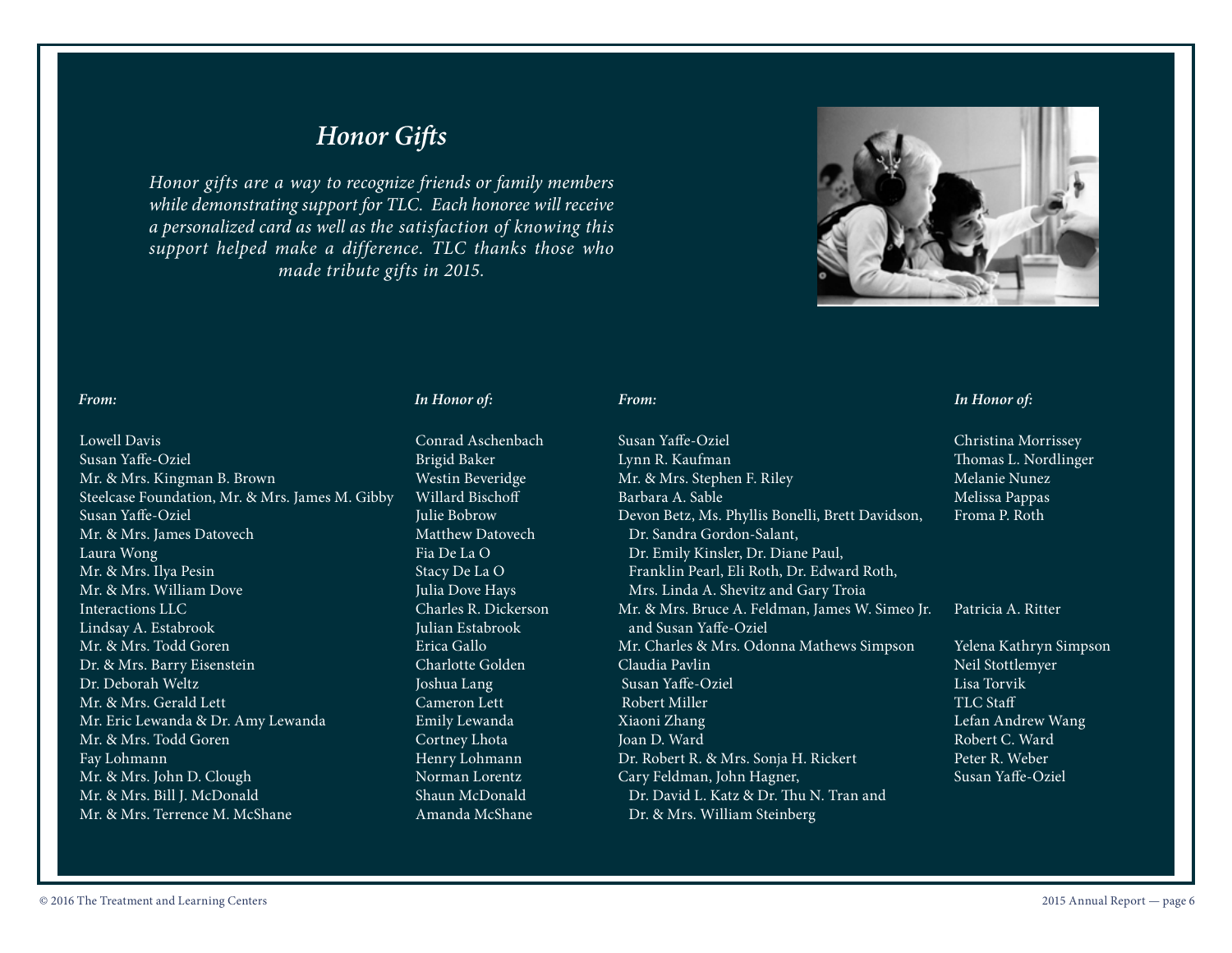## *Honor Gifts*

*Honor gifts are a way to recognize friends or family members while demonstrating support for TLC. Each honoree will receive a personalized card as well as the satisfaction of knowing this support helped make a difference. TLC thanks those who made tribute gifts in 2015.*

| *From:* | *In Honor of:* |
| --- | --- |
| Lowell Davis | Conrad Aschenbach |
| Susan Yaffe-Oziel | Brigid Baker |
| Mr. & Mrs. Kingman B. Brown | Westin Beveridge |
| Steelcase Foundation, Mr. & Mrs. James M. Gibby | Willard Bischoff |
| Susan Yaffe-Oziel | Julie Bobrow |
| Mr. & Mrs. James Datovech | Matthew Datovech |
| Laura Wong | Fia De La O |
| Mr. & Mrs. Ilya Pesin | Stacy De La O |
| Mr. & Mrs. William Dove | Julia Dove Hays |
| Interactions LLC | Charles R. Dickerson |
| Lindsay A. Estabrook | Julian Estabrook |
| Mr. & Mrs. Todd Goren | Erica Gallo |
| Dr. & Mrs. Barry Eisenstein | Charlotte Golden |
| Dr. Deborah Weltz | Joshua Lang |
| Mr. & Mrs. Gerald Lett | Cameron Lett |
| Mr. Eric Lewanda & Dr. Amy Lewanda | Emily Lewanda |
| Mr. & Mrs. Todd Goren | Cortney Lhota |
| Fay Lohmann | Henry Lohmann |
| Mr. & Mrs. John D. Clough | Norman Lorentz |
| Mr. & Mrs. Bill J. McDonald | Shaun McDonald |
| Mr. & Mrs. Terrence M. McShane | Amanda McShane |
| Susan Yaffe-Oziel | Christina Morrissey |
| Lynn R. Kaufman | Thomas L. Nordlinger |
| Mr. & Mrs. Stephen F. Riley | Melanie Nunez |
| Barbara A. Sable | Melissa Pappas |
| Devon Betz, Ms. Phyllis Bonelli, Brett Davidson, Dr. Sandra Gordon-Salant, Dr. Emily Kinsler, Dr. Diane Paul, Franklin Pearl, Eli Roth, Dr. Edward Roth, Mrs. Linda A. Shevitz and Gary Troia | Froma P. Roth |
| Mr. & Mrs. Bruce A. Feldman, James W. Simeo Jr. and Susan Yaffe-Oziel | Patricia A. Ritter |
| Mr. Charles & Mrs. Odonna Mathews Simpson | Yelena Kathryn Simpson |
| Claudia Pavlin | Neil Stottlemyer |
| Susan Yaffe-Oziel | Lisa Torvik |
| Robert Miller | TLC Staff |
| Xiaoni Zhang | Lefan Andrew Wang |
| Joan D. Ward | Robert C. Ward |
| Dr. Robert R. & Mrs. Sonja H. Rickert | Peter R. Weber |
| Cary Feldman, John Hagner, Dr. David L. Katz & Dr. Thu N. Tran and Dr. & Mrs. William Steinberg | Susan Yaffe-Oziel |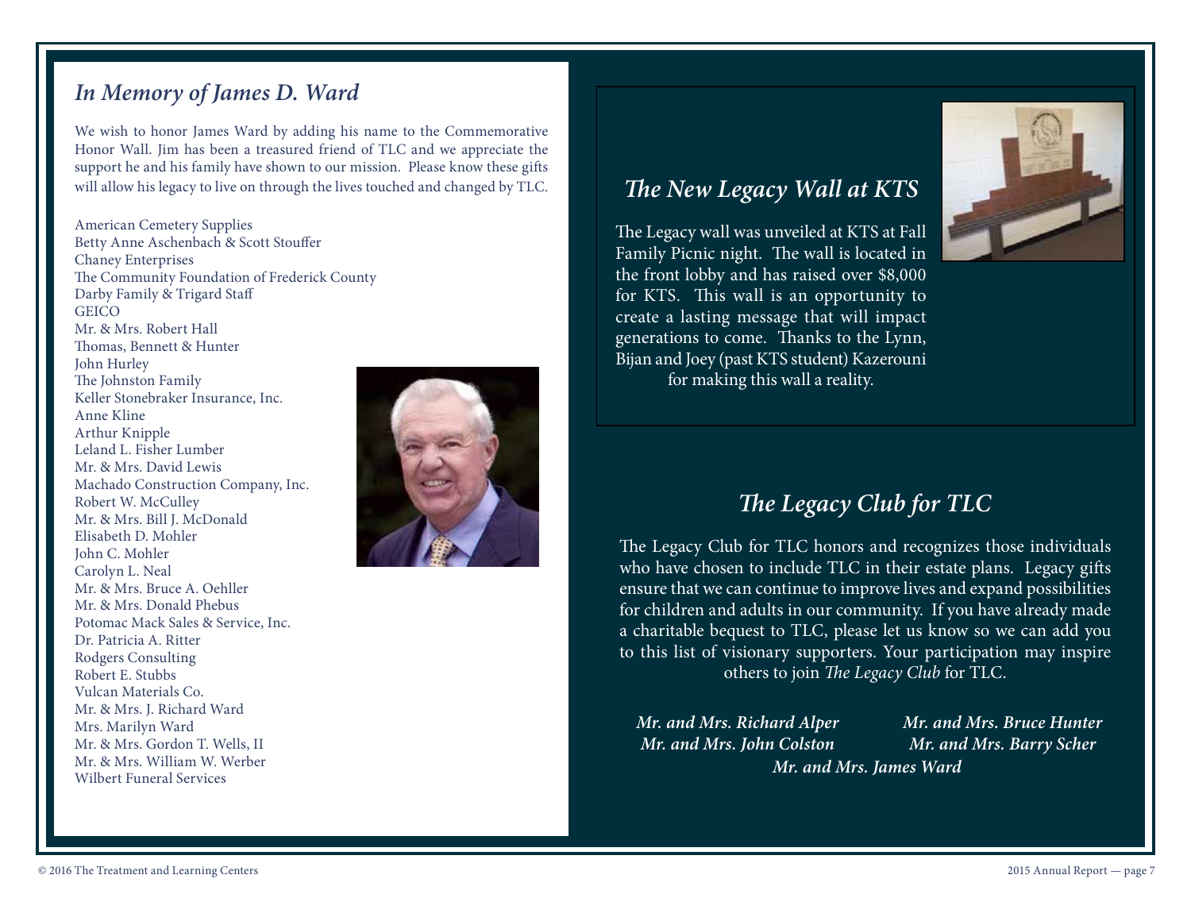## *In Memory of James D. Ward*

We wish to honor James Ward by adding his name to the Commemorative Honor Wall. Jim has been a treasured friend of TLC and we appreciate the support he and his family have shown to our mission. Please know these gifts will allow his legacy to live on through the lives touched and changed by TLC.

American Cemetery Supplies
Betty Anne Aschenbach & Scott Stouffer
Chaney Enterprises
The Community Foundation of Frederick County
Darby Family & Trigard Staff
GEICO
Mr. & Mrs. Robert Hall
Thomas, Bennett & Hunter
John Hurley
The Johnston Family
Keller Stonebraker Insurance, Inc.
Anne Kline
Arthur Knipple
Leland L. Fisher Lumber
Mr. & Mrs. David Lewis
Machado Construction Company, Inc.
Robert W. McCulley
Mr. & Mrs. Bill J. McDonald
Elisabeth D. Mohler
John C. Mohler
Carolyn L. Neal
Mr. & Mrs. Bruce A. Oehller
Mr. & Mrs. Donald Phebus
Potomac Mack Sales & Service, Inc.
Dr. Patricia A. Ritter
Rodgers Consulting
Robert E. Stubbs
Vulcan Materials Co.
Mr. & Mrs. J. Richard Ward
Mrs. Marilyn Ward
Mr. & Mrs. Gordon T. Wells, II
Mr. & Mrs. William W. Werber
Wilbert Funeral Services

## *The New Legacy Wall at KTS*

The Legacy wall was unveiled at KTS at Fall Family Picnic night. The wall is located in the front lobby and has raised over $8,000 for KTS. This wall is an opportunity to create a lasting message that will impact generations to come. Thanks to the Lynn, Bijan and Joey (past KTS student) Kazerouni for making this wall a reality.

## *The Legacy Club for TLC*

The Legacy Club for TLC honors and recognizes those individuals who have chosen to include TLC in their estate plans. Legacy gifts ensure that we can continue to improve lives and expand possibilities for children and adults in our community. If you have already made a charitable bequest to TLC, please let us know so we can add you to this list of visionary supporters. Your participation may inspire others to join *The Legacy Club* for TLC.

***Mr. and Mrs. Richard Alper***
***Mr. and Mrs. John Colston***
***Mr. and Mrs. Bruce Hunter***
***Mr. and Mrs. Barry Scher***
***Mr. and Mrs. James Ward***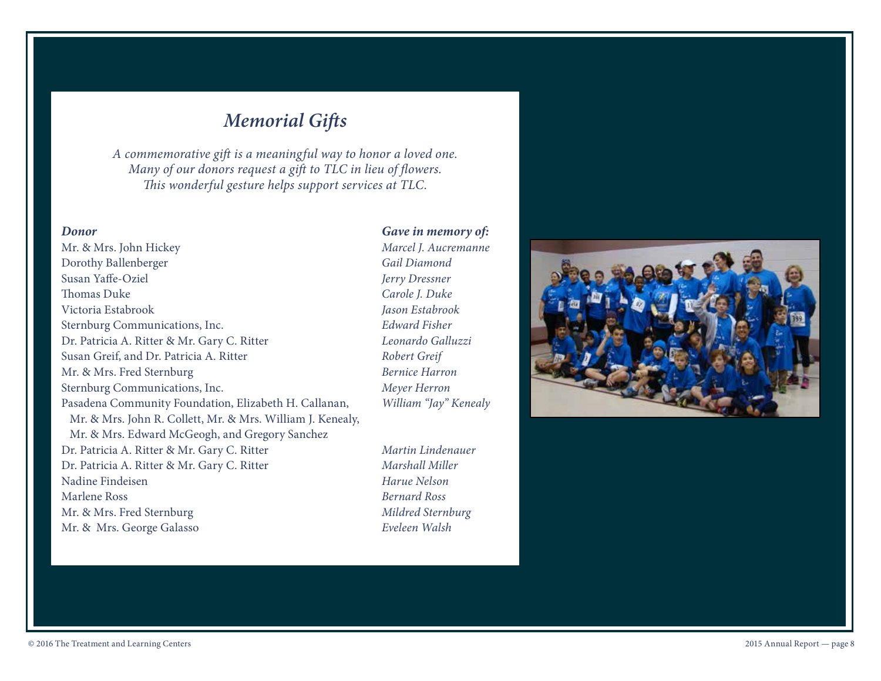## *Memorial Gifts*

*A commemorative gift is a meaningful way to honor a loved one. Many of our donors request a gift to TLC in lieu of flowers. This wonderful gesture helps support services at TLC.*

| ***Donor*** | ***Gave in memory of:*** |
|---|---|
| Mr. & Mrs. John Hickey | *Marcel J. Aucremanne* |
| Dorothy Ballenberger | *Gail Diamond* |
| Susan Yaffe-Oziel | *Jerry Dressner* |
| Thomas Duke | *Carole J. Duke* |
| Victoria Estabrook | *Jason Estabrook* |
| Sternburg Communications, Inc. | *Edward Fisher* |
| Dr. Patricia A. Ritter & Mr. Gary C. Ritter | *Leonardo Galluzzi* |
| Susan Greif, and Dr. Patricia A. Ritter | *Robert Greif* |
| Mr. & Mrs. Fred Sternburg | *Bernice Harron* |
| Sternburg Communications, Inc. | *Meyer Herron* |
| Pasadena Community Foundation, Elizabeth H. Callanan, Mr. & Mrs. John R. Collett, Mr. & Mrs. William J. Kenealy, Mr. & Mrs. Edward McGeogh, and Gregory Sanchez | *William "Jay" Kenealy* |
| Dr. Patricia A. Ritter & Mr. Gary C. Ritter | *Martin Lindenauer* |
| Dr. Patricia A. Ritter & Mr. Gary C. Ritter | *Marshall Miller* |
| Nadine Findeisen | *Harue Nelson* |
| Marlene Ross | *Bernard Ross* |
| Mr. & Mrs. Fred Sternburg | *Mildred Sternburg* |
| Mr. & Mrs. George Galasso | *Eveleen Walsh* |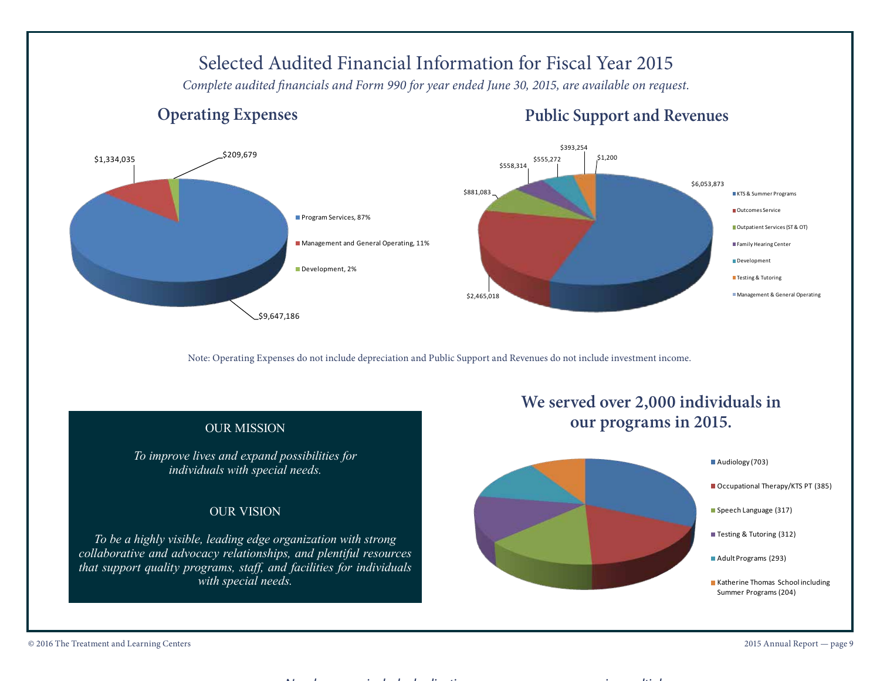# Selected Audited Financial Information for Fiscal Year 2015

*Complete audited financials and Form 990 for year ended June 30, 2015, are available on request.*

## Operating Expenses

| Category | Amount |
|---|---|
| Program Services, 87% | $9,647,186 |
| Management and General Operating, 11% | $1,334,035 |
| Development, 2% | $209,679 |

## Public Support and Revenues

| Category | Amount |
|---|---|
| KTS & Summer Programs | $6,053,873 |
| Outcomes Service | $2,465,018 |
| Outpatient Services (ST & OT) | $881,083 |
| Family Hearing Center | $558,314 |
| Development | $555,272 |
| Testing & Tutoring | $393,254 |
| Management & General Operating | $1,200 |

Note: Operating Expenses do not include depreciation and Public Support and Revenues do not include investment income.

OUR MISSION

*To improve lives and expand possibilities for individuals with special needs.*

OUR VISION

*To be a highly visible, leading edge organization with strong collaborative and advocacy relationships, and plentiful resources that support quality programs, staff, and facilities for individuals with special needs.*

## We served over 2,000 individuals in our programs in 2015.

- Audiology (703)
- Occupational Therapy/KTS PT (385)
- Speech Language (317)
- Testing & Tutoring (312)
- Adult Programs (293)
- Katherine Thomas School including Summer Programs (204)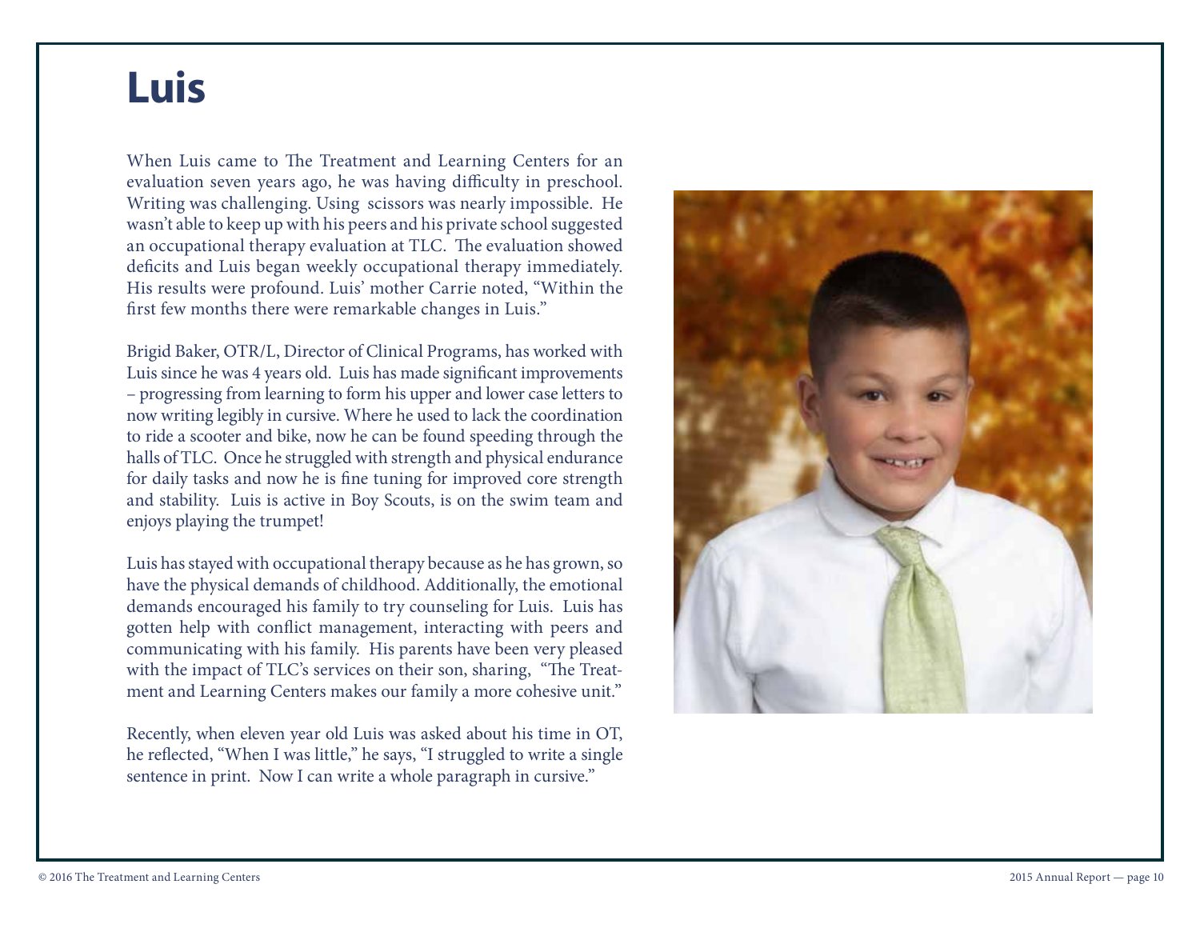# Luis

When Luis came to The Treatment and Learning Centers for an evaluation seven years ago, he was having difficulty in preschool. Writing was challenging. Using scissors was nearly impossible. He wasn't able to keep up with his peers and his private school suggested an occupational therapy evaluation at TLC. The evaluation showed deficits and Luis began weekly occupational therapy immediately. His results were profound. Luis' mother Carrie noted, "Within the first few months there were remarkable changes in Luis."

Brigid Baker, OTR/L, Director of Clinical Programs, has worked with Luis since he was 4 years old. Luis has made significant improvements – progressing from learning to form his upper and lower case letters to now writing legibly in cursive. Where he used to lack the coordination to ride a scooter and bike, now he can be found speeding through the halls of TLC. Once he struggled with strength and physical endurance for daily tasks and now he is fine tuning for improved core strength and stability. Luis is active in Boy Scouts, is on the swim team and enjoys playing the trumpet!

Luis has stayed with occupational therapy because as he has grown, so have the physical demands of childhood. Additionally, the emotional demands encouraged his family to try counseling for Luis. Luis has gotten help with conflict management, interacting with peers and communicating with his family. His parents have been very pleased with the impact of TLC's services on their son, sharing, "The Treatment and Learning Centers makes our family a more cohesive unit."

Recently, when eleven year old Luis was asked about his time in OT, he reflected, "When I was little," he says, "I struggled to write a single sentence in print. Now I can write a whole paragraph in cursive."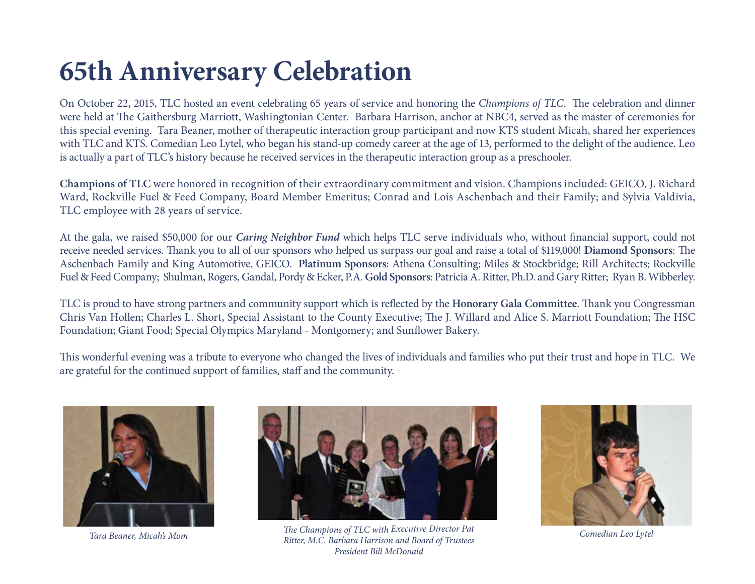# 65th Anniversary Celebration

On October 22, 2015, TLC hosted an event celebrating 65 years of service and honoring the *Champions of TLC*. The celebration and dinner were held at The Gaithersburg Marriott, Washingtonian Center. Barbara Harrison, anchor at NBC4, served as the master of ceremonies for this special evening. Tara Beaner, mother of therapeutic interaction group participant and now KTS student Micah, shared her experiences with TLC and KTS. Comedian Leo Lytel, who began his stand-up comedy career at the age of 13, performed to the delight of the audience. Leo is actually a part of TLC's history because he received services in the therapeutic interaction group as a preschooler.

**Champions of TLC** were honored in recognition of their extraordinary commitment and vision. Champions included: GEICO, J. Richard Ward, Rockville Fuel & Feed Company, Board Member Emeritus; Conrad and Lois Aschenbach and their Family; and Sylvia Valdivia, TLC employee with 28 years of service.

At the gala, we raised $50,000 for our ***Caring Neighbor Fund*** which helps TLC serve individuals who, without financial support, could not receive needed services. Thank you to all of our sponsors who helped us surpass our goal and raise a total of $119,000! **Diamond Sponsors**: The Aschenbach Family and King Automotive, GEICO. **Platinum Sponsors**: Athena Consulting; Miles & Stockbridge; Rill Architects; Rockville Fuel & Feed Company; Shulman, Rogers, Gandal, Pordy & Ecker, P.A. **Gold Sponsors**: Patricia A. Ritter, Ph.D. and Gary Ritter; Ryan B. Wibberley.

TLC is proud to have strong partners and community support which is reflected by the **Honorary Gala Committee**. Thank you Congressman Chris Van Hollen; Charles L. Short, Special Assistant to the County Executive; The J. Willard and Alice S. Marriott Foundation; The HSC Foundation; Giant Food; Special Olympics Maryland - Montgomery; and Sunflower Bakery.

This wonderful evening was a tribute to everyone who changed the lives of individuals and families who put their trust and hope in TLC. We are grateful for the continued support of families, staff and the community.

*Tara Beaner, Micah's Mom*

*The Champions of TLC with Executive Director Pat Ritter, M.C. Barbara Harrison and Board of Trustees President Bill McDonald*

*Comedian Leo Lytel*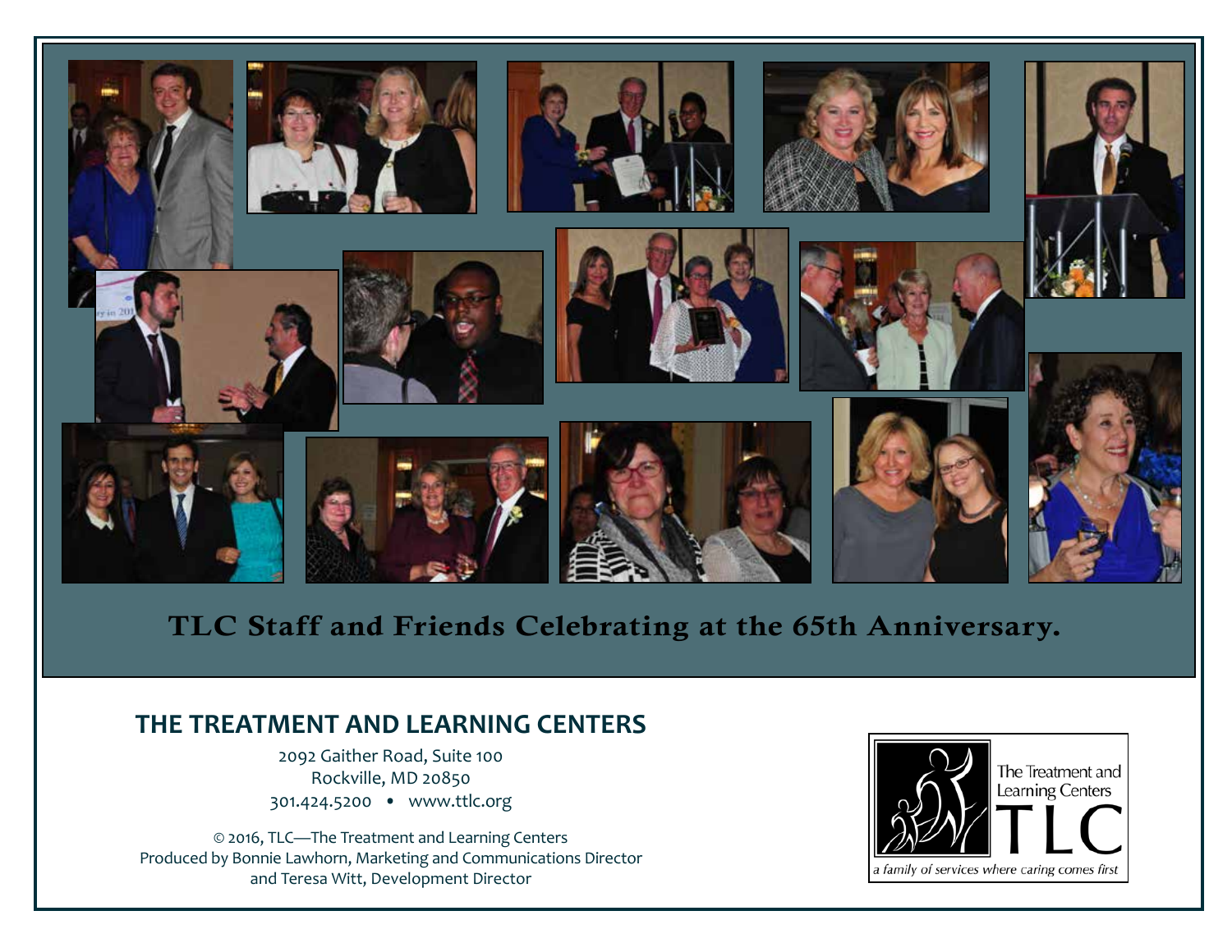**TLC Staff and Friends Celebrating at the 65th Anniversary.**

## THE TREATMENT AND LEARNING CENTERS

2092 Gaither Road, Suite 100
Rockville, MD 20850
301.424.5200 • www.ttlc.org

© 2016, TLC—The Treatment and Learning Centers
Produced by Bonnie Lawhorn, Marketing and Communications Director
and Teresa Witt, Development Director

The Treatment and Learning Centers
TLC
*a family of services where caring comes first*